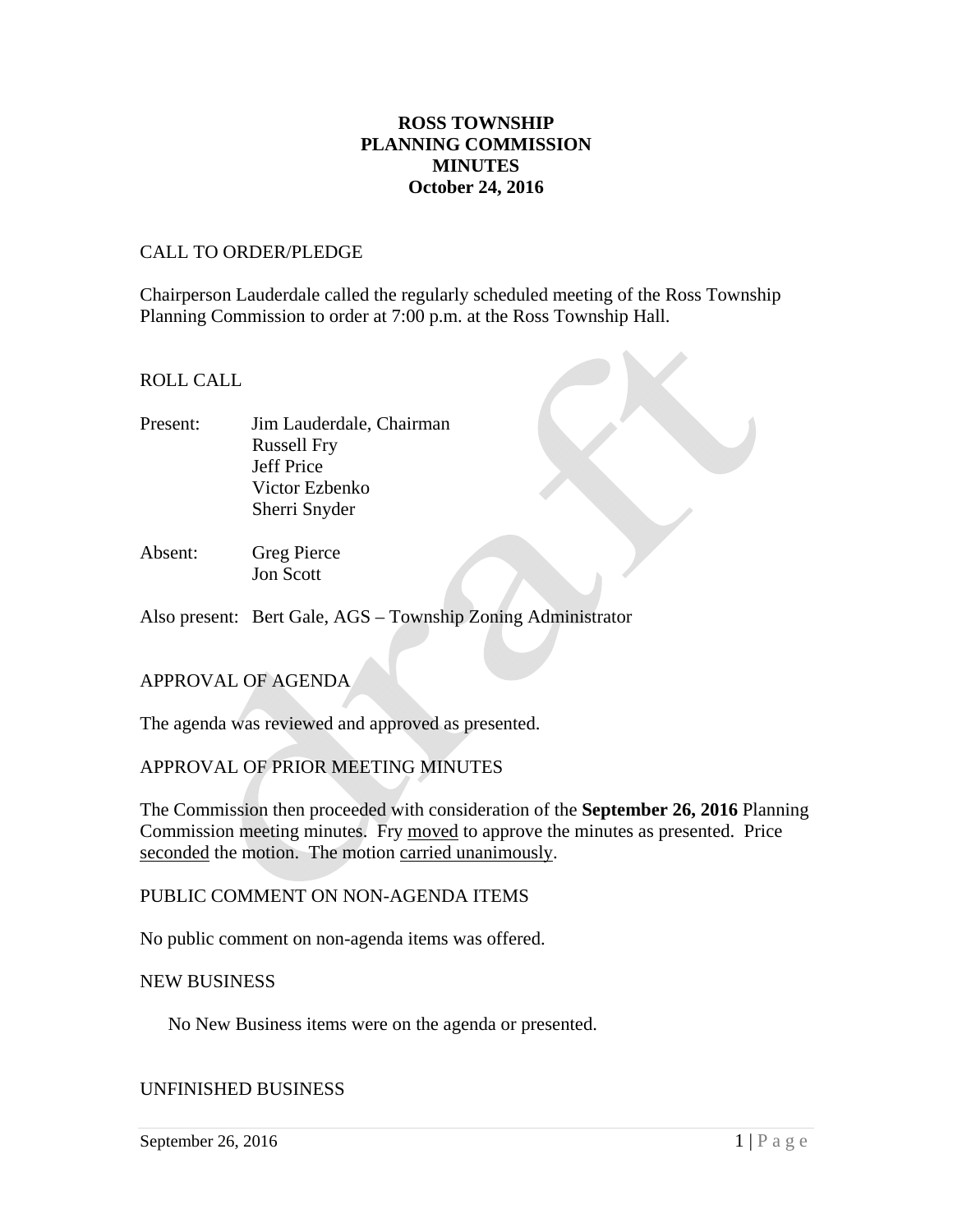# ROSS TOWNSHIP
# PLANNING COMMISSION
# MINUTES
# October 24, 2016

CALL TO ORDER/PLEDGE

Chairperson Lauderdale called the regularly scheduled meeting of the Ross Township Planning Commission to order at 7:00 p.m. at the Ross Township Hall.

ROLL CALL

Present: Jim Lauderdale, Chairman
Russell Fry
Jeff Price
Victor Ezbenko
Sherri Snyder

Absent: Greg Pierce
Jon Scott

Also present: Bert Gale, AGS – Township Zoning Administrator

APPROVAL OF AGENDA

The agenda was reviewed and approved as presented.

APPROVAL OF PRIOR MEETING MINUTES

The Commission then proceeded with consideration of the **September 26, 2016** Planning Commission meeting minutes. Fry moved to approve the minutes as presented. Price seconded the motion. The motion carried unanimously.

PUBLIC COMMENT ON NON-AGENDA ITEMS

No public comment on non-agenda items was offered.

NEW BUSINESS

No New Business items were on the agenda or presented.

UNFINISHED BUSINESS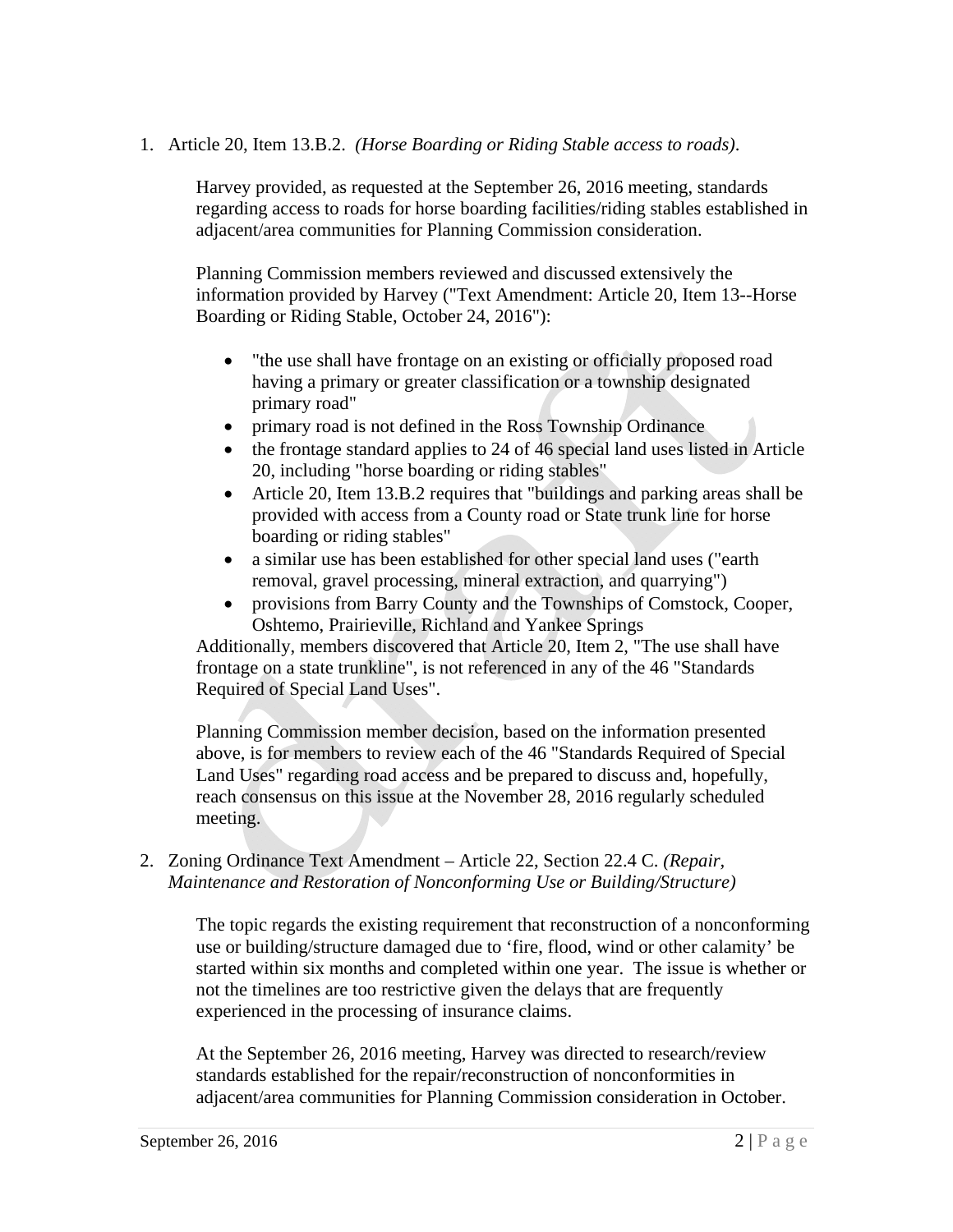1. Article 20, Item 13.B.2. *(Horse Boarding or Riding Stable access to roads)*.

   Harvey provided, as requested at the September 26, 2016 meeting, standards regarding access to roads for horse boarding facilities/riding stables established in adjacent/area communities for Planning Commission consideration.

   Planning Commission members reviewed and discussed extensively the information provided by Harvey ("Text Amendment: Article 20, Item 13--Horse Boarding or Riding Stable, October 24, 2016"):

   - "the use shall have frontage on an existing or officially proposed road having a primary or greater classification or a township designated primary road"
   - primary road is not defined in the Ross Township Ordinance
   - the frontage standard applies to 24 of 46 special land uses listed in Article 20, including "horse boarding or riding stables"
   - Article 20, Item 13.B.2 requires that "buildings and parking areas shall be provided with access from a County road or State trunk line for horse boarding or riding stables"
   - a similar use has been established for other special land uses ("earth removal, gravel processing, mineral extraction, and quarrying")
   - provisions from Barry County and the Townships of Comstock, Cooper, Oshtemo, Prairieville, Richland and Yankee Springs

   Additionally, members discovered that Article 20, Item 2, "The use shall have frontage on a state trunkline", is not referenced in any of the 46 "Standards Required of Special Land Uses".

   Planning Commission member decision, based on the information presented above, is for members to review each of the 46 "Standards Required of Special Land Uses" regarding road access and be prepared to discuss and, hopefully, reach consensus on this issue at the November 28, 2016 regularly scheduled meeting.

2. Zoning Ordinance Text Amendment – Article 22, Section 22.4 C. *(Repair, Maintenance and Restoration of Nonconforming Use or Building/Structure)*

   The topic regards the existing requirement that reconstruction of a nonconforming use or building/structure damaged due to 'fire, flood, wind or other calamity' be started within six months and completed within one year. The issue is whether or not the timelines are too restrictive given the delays that are frequently experienced in the processing of insurance claims.

   At the September 26, 2016 meeting, Harvey was directed to research/review standards established for the repair/reconstruction of nonconformities in adjacent/area communities for Planning Commission consideration in October.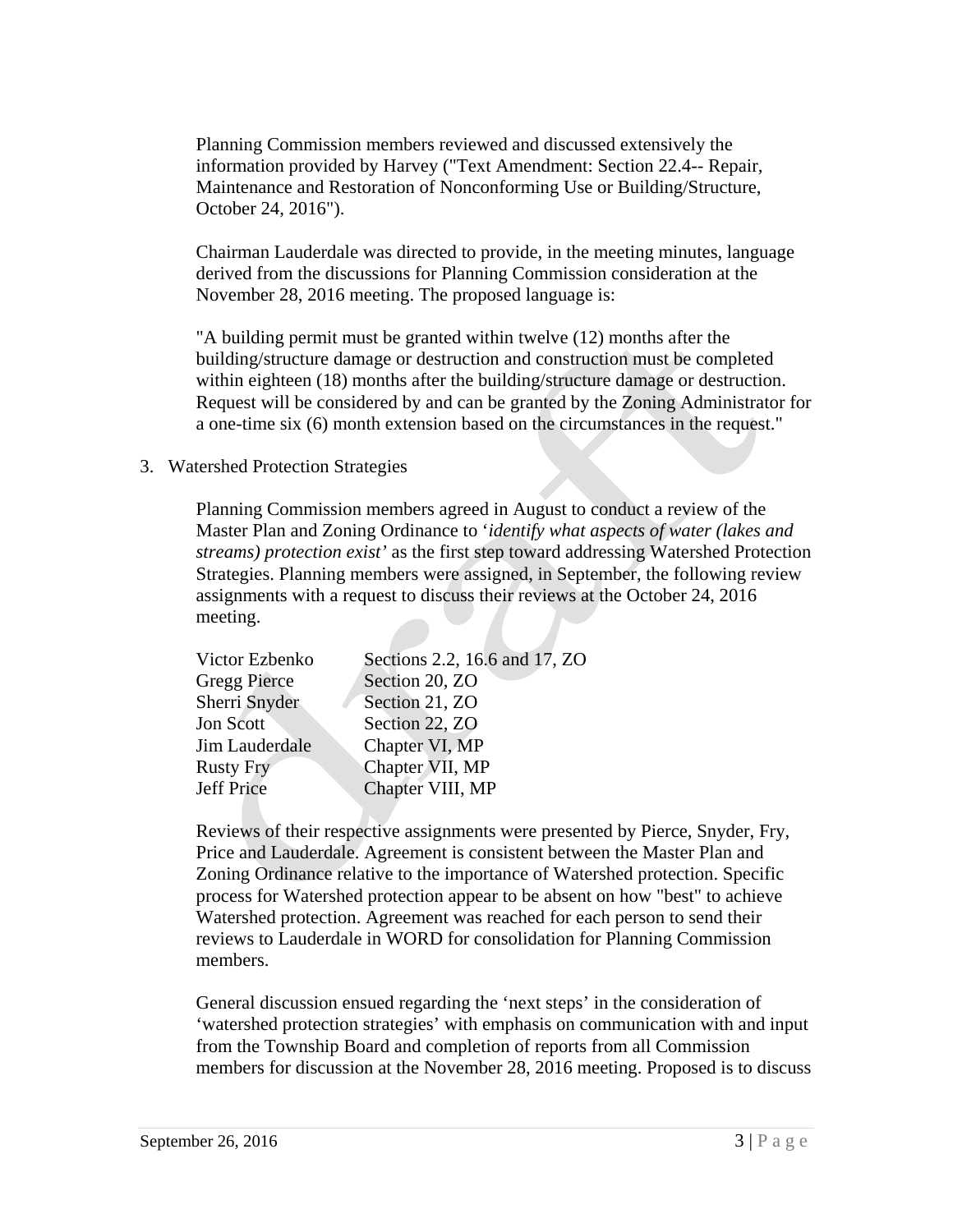Planning Commission members reviewed and discussed extensively the information provided by Harvey ("Text Amendment: Section 22.4-- Repair, Maintenance and Restoration of Nonconforming Use or Building/Structure, October 24, 2016").

Chairman Lauderdale was directed to provide, in the meeting minutes, language derived from the discussions for Planning Commission consideration at the November 28, 2016 meeting. The proposed language is:

"A building permit must be granted within twelve (12) months after the building/structure damage or destruction and construction must be completed within eighteen (18) months after the building/structure damage or destruction. Request will be considered by and can be granted by the Zoning Administrator for a one-time six (6) month extension based on the circumstances in the request."

3. Watershed Protection Strategies

Planning Commission members agreed in August to conduct a review of the Master Plan and Zoning Ordinance to '*identify what aspects of water (lakes and streams) protection exist'* as the first step toward addressing Watershed Protection Strategies. Planning members were assigned, in September, the following review assignments with a request to discuss their reviews at the October 24, 2016 meeting.

| | |
|---|---|
| Victor Ezbenko | Sections 2.2, 16.6 and 17, ZO |
| Gregg Pierce | Section 20, ZO |
| Sherri Snyder | Section 21, ZO |
| Jon Scott | Section 22, ZO |
| Jim Lauderdale | Chapter VI, MP |
| Rusty Fry | Chapter VII, MP |
| Jeff Price | Chapter VIII, MP |

Reviews of their respective assignments were presented by Pierce, Snyder, Fry, Price and Lauderdale. Agreement is consistent between the Master Plan and Zoning Ordinance relative to the importance of Watershed protection. Specific process for Watershed protection appear to be absent on how "best" to achieve Watershed protection. Agreement was reached for each person to send their reviews to Lauderdale in WORD for consolidation for Planning Commission members.

General discussion ensued regarding the 'next steps' in the consideration of 'watershed protection strategies' with emphasis on communication with and input from the Township Board and completion of reports from all Commission members for discussion at the November 28, 2016 meeting. Proposed is to discuss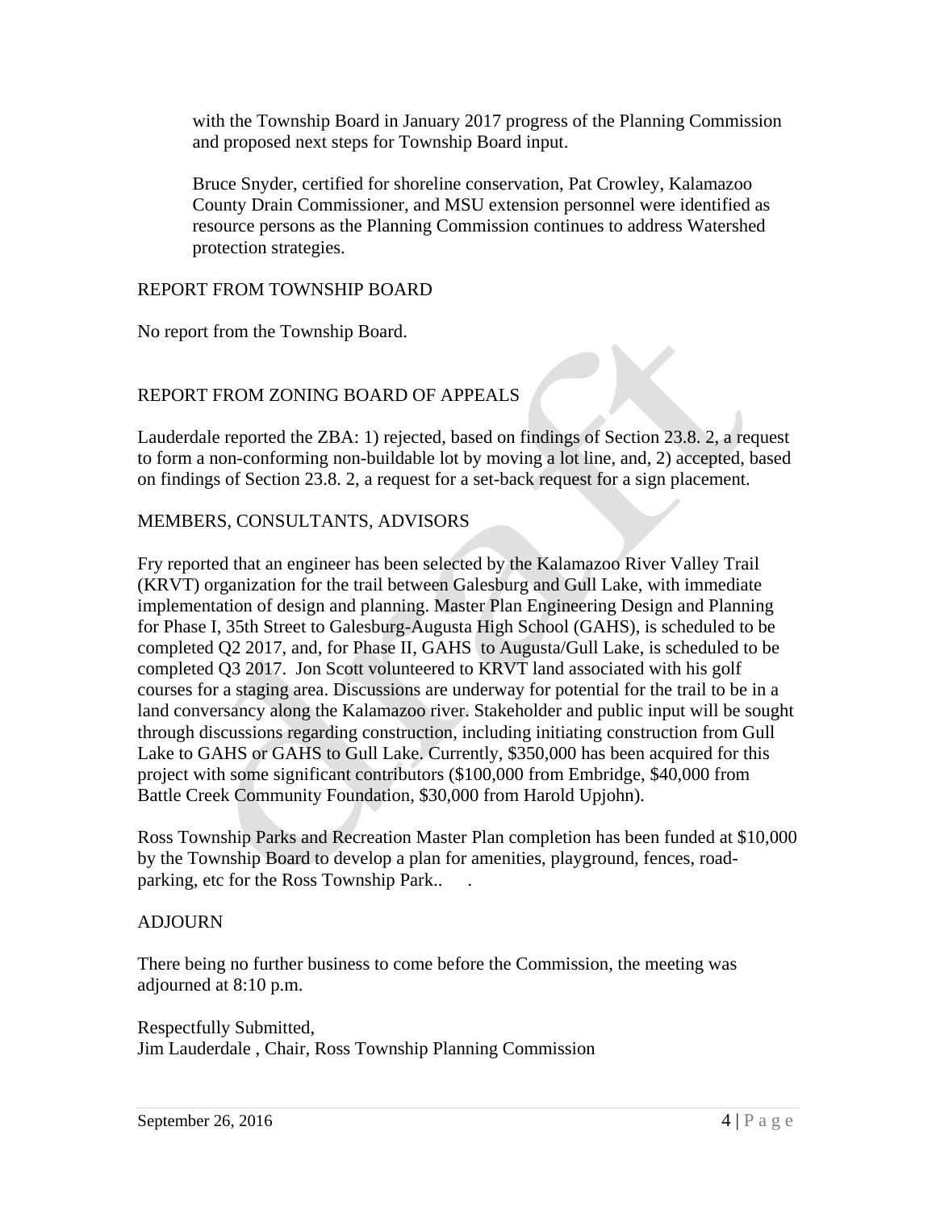with the Township Board in January 2017 progress of the Planning Commission and proposed next steps for Township Board input.

Bruce Snyder, certified for shoreline conservation, Pat Crowley, Kalamazoo County Drain Commissioner, and MSU extension personnel were identified as resource persons as the Planning Commission continues to address Watershed protection strategies.

## REPORT FROM TOWNSHIP BOARD

No report from the Township Board.

## REPORT FROM ZONING BOARD OF APPEALS

Lauderdale reported the ZBA: 1) rejected, based on findings of Section 23.8. 2, a request to form a non-conforming non-buildable lot by moving a lot line, and, 2) accepted, based on findings of Section 23.8. 2, a request for a set-back request for a sign placement.

## MEMBERS, CONSULTANTS, ADVISORS

Fry reported that an engineer has been selected by the Kalamazoo River Valley Trail (KRVT) organization for the trail between Galesburg and Gull Lake, with immediate implementation of design and planning. Master Plan Engineering Design and Planning for Phase I, 35th Street to Galesburg-Augusta High School (GAHS), is scheduled to be completed Q2 2017, and, for Phase II, GAHS to Augusta/Gull Lake, is scheduled to be completed Q3 2017. Jon Scott volunteered to KRVT land associated with his golf courses for a staging area. Discussions are underway for potential for the trail to be in a land conversancy along the Kalamazoo river. Stakeholder and public input will be sought through discussions regarding construction, including initiating construction from Gull Lake to GAHS or GAHS to Gull Lake. Currently, $350,000 has been acquired for this project with some significant contributors ($100,000 from Embridge, $40,000 from Battle Creek Community Foundation, $30,000 from Harold Upjohn).

Ross Township Parks and Recreation Master Plan completion has been funded at $10,000 by the Township Board to develop a plan for amenities, playground, fences, road-parking, etc for the Ross Township Park.. .

## ADJOURN

There being no further business to come before the Commission, the meeting was adjourned at 8:10 p.m.

Respectfully Submitted,
Jim Lauderdale , Chair, Ross Township Planning Commission